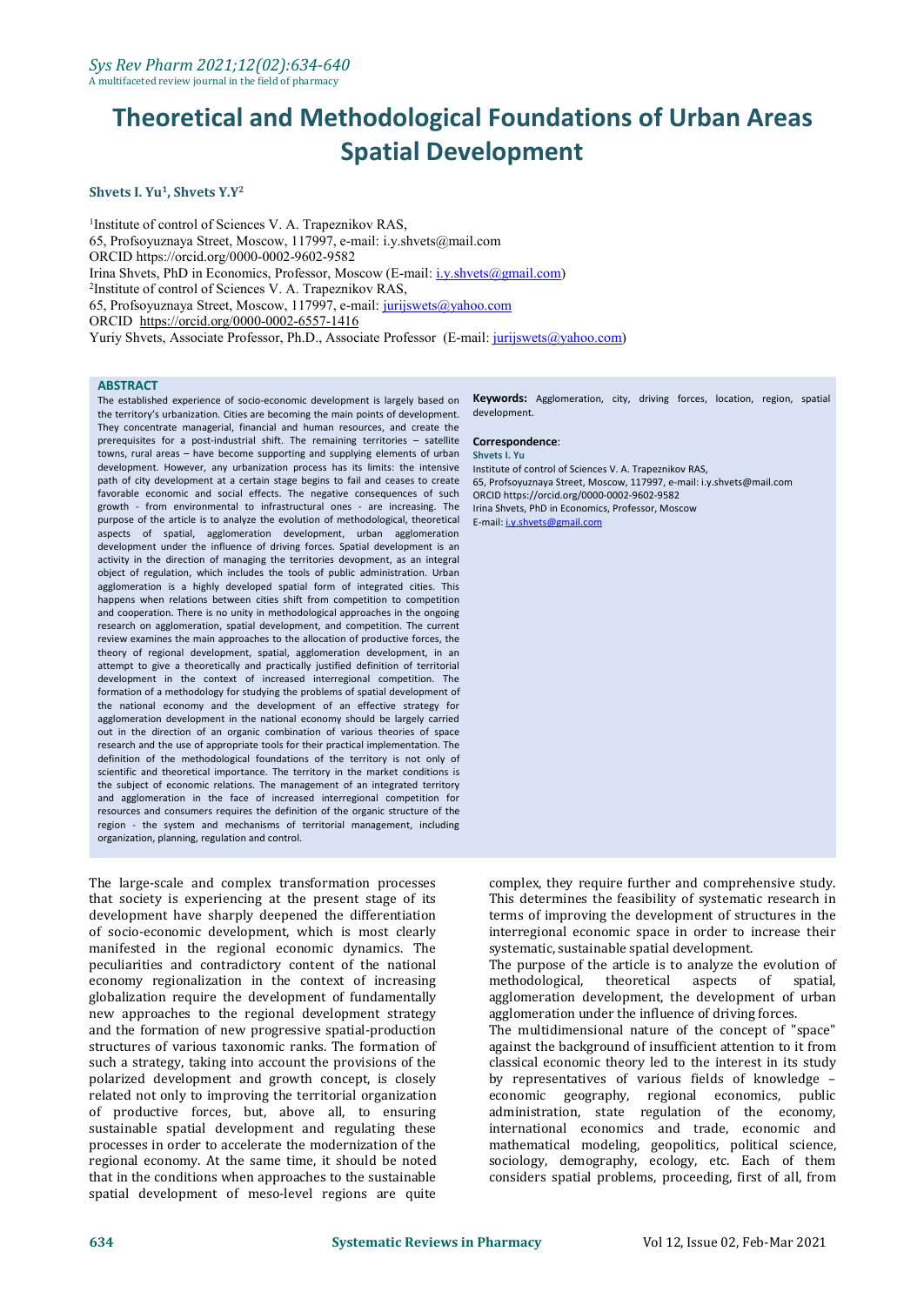# Theoretical and Methodological Foundations of Urban Areas Spatial Development

**Shvets I. Yu[1], Shvets Y.Y[2]**

[1]Institute of control of Sciences V. A. Trapeznikov RAS,
65, Profsoyuznaya Street, Moscow, 117997, e-mail: i.y.shvets@mail.com
ORCID https://orcid.org/0000-0002-9602-9582
Irina Shvets, PhD in Economics, Professor, Moscow (E-mail: i.y.shvets@gmail.com)
[2]Institute of control of Sciences V. A. Trapeznikov RAS,
65, Profsoyuznaya Street, Moscow, 117997, e-mail: jurijswets@yahoo.com
ORCID https://orcid.org/0000-0002-6557-1416
Yuriy Shvets, Associate Professor, Ph.D., Associate Professor (E-mail: jurijswets@yahoo.com)

## ABSTRACT

The established experience of socio-economic development is largely based on the territory's urbanization. Cities are becoming the main points of development. They concentrate managerial, financial and human resources, and create the prerequisites for a post-industrial shift. The remaining territories – satellite towns, rural areas – have become supporting and supplying elements of urban development. However, any urbanization process has its limits: the intensive path of city development at a certain stage begins to fail and ceases to create favorable economic and social effects. The negative consequences of such growth - from environmental to infrastructural ones - are increasing. The purpose of the article is to analyze the evolution of methodological, theoretical aspects of spatial, agglomeration development, urban agglomeration development under the influence of driving forces. Spatial development is an activity in the direction of managing the territories devopment, as an integral object of regulation, which includes the tools of public administration. Urban agglomeration is a highly developed spatial form of integrated cities. This happens when relations between cities shift from competition to competition and cooperation. There is no unity in methodological approaches in the ongoing research on agglomeration, spatial development, and competition. The current review examines the main approaches to the allocation of productive forces, the theory of regional development, spatial, agglomeration development, in an attempt to give a theoretically and practically justified definition of territorial development in the context of increased interregional competition. The formation of a methodology for studying the problems of spatial development of the national economy and the development of an effective strategy for agglomeration development in the national economy should be largely carried out in the direction of an organic combination of various theories of space research and the use of appropriate tools for their practical implementation. The definition of the methodological foundations of the territory is not only of scientific and theoretical importance. The territory in the market conditions is the subject of economic relations. The management of an integrated territory and agglomeration in the face of increased interregional competition for resources and consumers requires the definition of the organic structure of the region - the system and mechanisms of territorial management, including organization, planning, regulation and control.

**Keywords:** Agglomeration, city, driving forces, location, region, spatial development.

**Correspondence**:
**Shvets I. Yu**
Institute of control of Sciences V. A. Trapeznikov RAS,
65, Profsoyuznaya Street, Moscow, 117997, e-mail: i.y.shvets@mail.com
ORCID https://orcid.org/0000-0002-9602-9582
Irina Shvets, PhD in Economics, Professor, Moscow
E-mail: i.y.shvets@gmail.com

The large-scale and complex transformation processes that society is experiencing at the present stage of its development have sharply deepened the differentiation of socio-economic development, which is most clearly manifested in the regional economic dynamics. The peculiarities and contradictory content of the national economy regionalization in the context of increasing globalization require the development of fundamentally new approaches to the regional development strategy and the formation of new progressive spatial-production structures of various taxonomic ranks. The formation of such a strategy, taking into account the provisions of the polarized development and growth concept, is closely related not only to improving the territorial organization of productive forces, but, above all, to ensuring sustainable spatial development and regulating these processes in order to accelerate the modernization of the regional economy. At the same time, it should be noted that in the conditions when approaches to the sustainable spatial development of meso-level regions are quite complex, they require further and comprehensive study. This determines the feasibility of systematic research in terms of improving the development of structures in the interregional economic space in order to increase their systematic, sustainable spatial development.

The purpose of the article is to analyze the evolution of methodological, theoretical aspects of spatial, agglomeration development, the development of urban agglomeration under the influence of driving forces.

The multidimensional nature of the concept of "space" against the background of insufficient attention to it from classical economic theory led to the interest in its study by representatives of various fields of knowledge – economic geography, regional economics, public administration, state regulation of the economy, international economics and trade, economic and mathematical modeling, geopolitics, political science, sociology, demography, ecology, etc. Each of them considers spatial problems, proceeding, first of all, from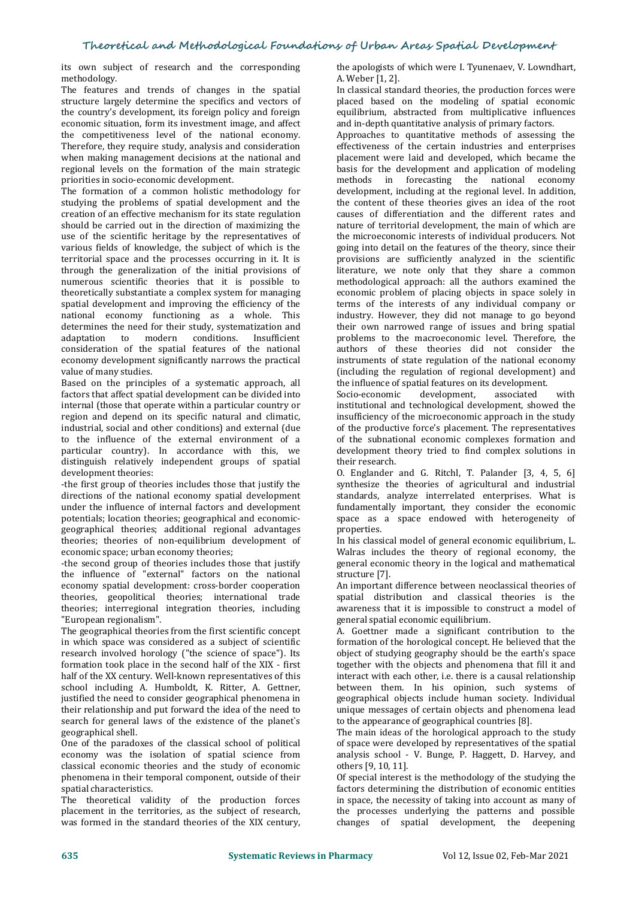its own subject of research and the corresponding methodology.

The features and trends of changes in the spatial structure largely determine the specifics and vectors of the country's development, its foreign policy and foreign economic situation, form its investment image, and affect the competitiveness level of the national economy. Therefore, they require study, analysis and consideration when making management decisions at the national and regional levels on the formation of the main strategic priorities in socio-economic development.

The formation of a common holistic methodology for studying the problems of spatial development and the creation of an effective mechanism for its state regulation should be carried out in the direction of maximizing the use of the scientific heritage by the representatives of various fields of knowledge, the subject of which is the territorial space and the processes occurring in it. It is through the generalization of the initial provisions of numerous scientific theories that it is possible to theoretically substantiate a complex system for managing spatial development and improving the efficiency of the national economy functioning as a whole. This determines the need for their study, systematization and adaptation to modern conditions. Insufficient consideration of the spatial features of the national economy development significantly narrows the practical value of many studies.

Based on the principles of a systematic approach, all factors that affect spatial development can be divided into internal (those that operate within a particular country or region and depend on its specific natural and climatic, industrial, social and other conditions) and external (due to the influence of the external environment of a particular country). In accordance with this, we distinguish relatively independent groups of spatial development theories:

-the first group of theories includes those that justify the directions of the national economy spatial development under the influence of internal factors and development potentials; location theories; geographical and economic-geographical theories; additional regional advantages theories; theories of non-equilibrium development of economic space; urban economy theories;

-the second group of theories includes those that justify the influence of "external" factors on the national economy spatial development: cross-border cooperation theories, geopolitical theories; international trade theories; interregional integration theories, including "European regionalism".

The geographical theories from the first scientific concept in which space was considered as a subject of scientific research involved horology ("the science of space"). Its formation took place in the second half of the XIX - first half of the XX century. Well-known representatives of this school including A. Humboldt, K. Ritter, A. Gettner, justified the need to consider geographical phenomena in their relationship and put forward the idea of the need to search for general laws of the existence of the planet`s geographical shell.

One of the paradoxes of the classical school of political economy was the isolation of spatial science from classical economic theories and the study of economic phenomena in their temporal component, outside of their spatial characteristics.

The theoretical validity of the production forces placement in the territories, as the subject of research, was formed in the standard theories of the XIX century, the apologists of which were I. Tyunenaev, V. Lowndhart, A. Weber [1, 2].

In classical standard theories, the production forces were placed based on the modeling of spatial economic equilibrium, abstracted from multiplicative influences and in-depth quantitative analysis of primary factors.

Approaches to quantitative methods of assessing the effectiveness of the certain industries and enterprises placement were laid and developed, which became the basis for the development and application of modeling methods in forecasting the national economy development, including at the regional level. In addition, the content of these theories gives an idea of the root causes of differentiation and the different rates and nature of territorial development, the main of which are the microeconomic interests of individual producers. Not going into detail on the features of the theory, since their provisions are sufficiently analyzed in the scientific literature, we note only that they share a common methodological approach: all the authors examined the economic problem of placing objects in space solely in terms of the interests of any individual company or industry. However, they did not manage to go beyond their own narrowed range of issues and bring spatial problems to the macroeconomic level. Therefore, the authors of these theories did not consider the instruments of state regulation of the national economy (including the regulation of regional development) and the influence of spatial features on its development.

Socio-economic development, associated with institutional and technological development, showed the insufficiency of the microeconomic approach in the study of the productive force's placement. The representatives of the subnational economic complexes formation and development theory tried to find complex solutions in their research.

O. Englander and G. Ritchl, T. Palander [3, 4, 5, 6] synthesize the theories of agricultural and industrial standards, analyze interrelated enterprises. What is fundamentally important, they consider the economic space as a space endowed with heterogeneity of properties.

In his classical model of general economic equilibrium, L. Walras includes the theory of regional economy, the general economic theory in the logical and mathematical structure [7].

An important difference between neoclassical theories of spatial distribution and classical theories is the awareness that it is impossible to construct a model of general spatial economic equilibrium.

A. Goettner made a significant contribution to the formation of the horological concept. He believed that the object of studying geography should be the earth's space together with the objects and phenomena that fill it and interact with each other, i.e. there is a causal relationship between them. In his opinion, such systems of geographical objects include human society. Individual unique messages of certain objects and phenomena lead to the appearance of geographical countries [8].

The main ideas of the horological approach to the study of space were developed by representatives of the spatial analysis school - V. Bunge, P. Haggett, D. Harvey, and others [9, 10, 11].

Of special interest is the methodology of the studying the factors determining the distribution of economic entities in space, the necessity of taking into account as many of the processes underlying the patterns and possible changes of spatial development, the deepening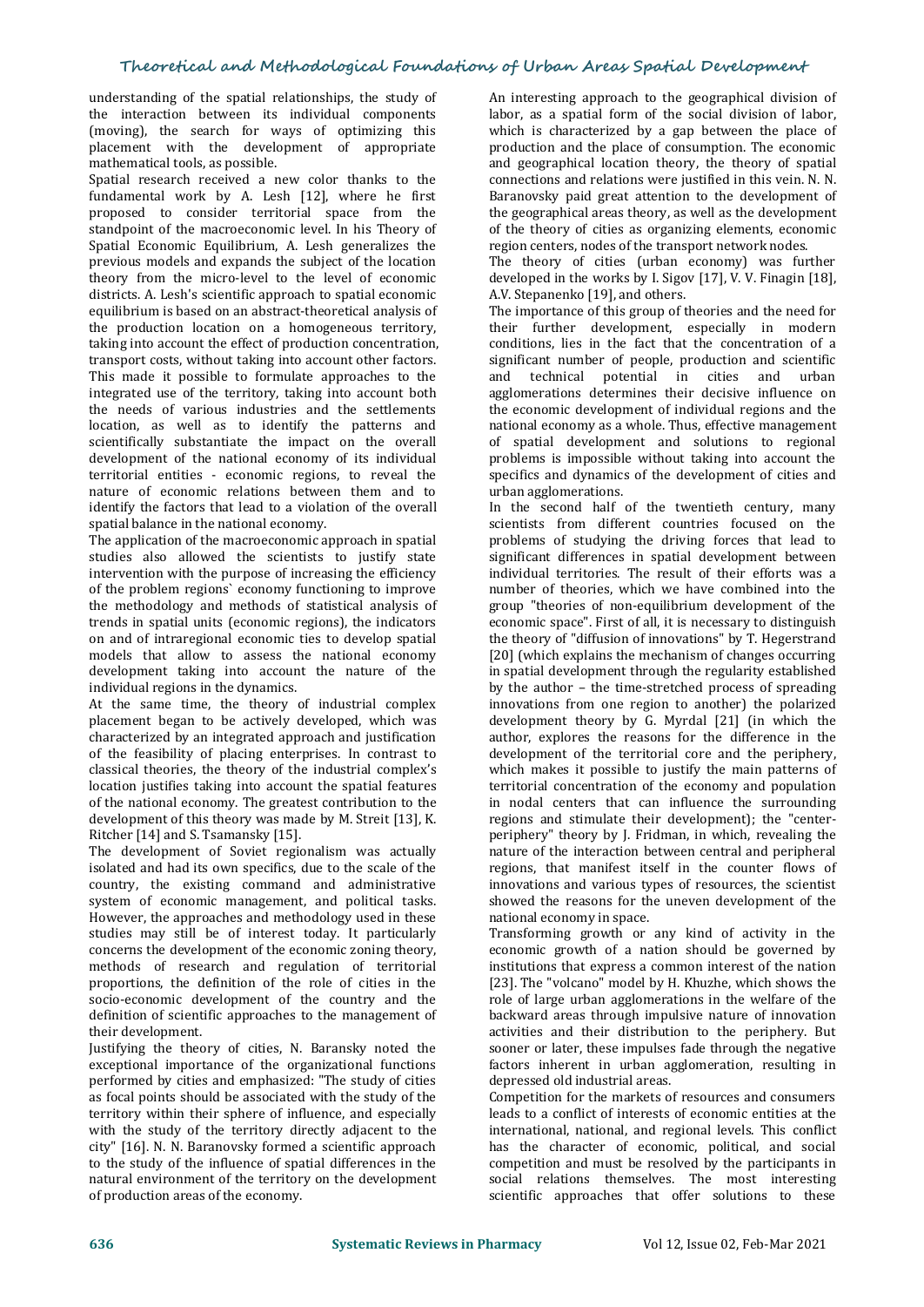understanding of the spatial relationships, the study of the interaction between its individual components (moving), the search for ways of optimizing this placement with the development of appropriate mathematical tools, as possible.

Spatial research received a new color thanks to the fundamental work by A. Lesh [12], where he first proposed to consider territorial space from the standpoint of the macroeconomic level. In his Theory of Spatial Economic Equilibrium, A. Lesh generalizes the previous models and expands the subject of the location theory from the micro-level to the level of economic districts. A. Lesh's scientific approach to spatial economic equilibrium is based on an abstract-theoretical analysis of the production location on a homogeneous territory, taking into account the effect of production concentration, transport costs, without taking into account other factors. This made it possible to formulate approaches to the integrated use of the territory, taking into account both the needs of various industries and the settlements location, as well as to identify the patterns and scientifically substantiate the impact on the overall development of the national economy of its individual territorial entities - economic regions, to reveal the nature of economic relations between them and to identify the factors that lead to a violation of the overall spatial balance in the national economy.

The application of the macroeconomic approach in spatial studies also allowed the scientists to justify state intervention with the purpose of increasing the efficiency of the problem regions` economy functioning to improve the methodology and methods of statistical analysis of trends in spatial units (economic regions), the indicators on and of intraregional economic ties to develop spatial models that allow to assess the national economy development taking into account the nature of the individual regions in the dynamics.

At the same time, the theory of industrial complex placement began to be actively developed, which was characterized by an integrated approach and justification of the feasibility of placing enterprises. In contrast to classical theories, the theory of the industrial complex's location justifies taking into account the spatial features of the national economy. The greatest contribution to the development of this theory was made by M. Streit [13], K. Ritcher [14] and S. Tsamansky [15].

The development of Soviet regionalism was actually isolated and had its own specifics, due to the scale of the country, the existing command and administrative system of economic management, and political tasks. However, the approaches and methodology used in these studies may still be of interest today. It particularly concerns the development of the economic zoning theory, methods of research and regulation of territorial proportions, the definition of the role of cities in the socio-economic development of the country and the definition of scientific approaches to the management of their development.

Justifying the theory of cities, N. Baransky noted the exceptional importance of the organizational functions performed by cities and emphasized: "The study of cities as focal points should be associated with the study of the territory within their sphere of influence, and especially with the study of the territory directly adjacent to the city" [16]. N. N. Baranovsky formed a scientific approach to the study of the influence of spatial differences in the natural environment of the territory on the development of production areas of the economy.

An interesting approach to the geographical division of labor, as a spatial form of the social division of labor, which is characterized by a gap between the place of production and the place of consumption. The economic and geographical location theory, the theory of spatial connections and relations were justified in this vein. N. N. Baranovsky paid great attention to the development of the geographical areas theory, as well as the development of the theory of cities as organizing elements, economic region centers, nodes of the transport network nodes.

The theory of cities (urban economy) was further developed in the works by I. Sigov [17], V. V. Finagin [18], A.V. Stepanenko [19], and others.

The importance of this group of theories and the need for their further development, especially in modern conditions, lies in the fact that the concentration of a significant number of people, production and scientific and technical potential in cities and urban agglomerations determines their decisive influence on the economic development of individual regions and the national economy as a whole. Thus, effective management of spatial development and solutions to regional problems is impossible without taking into account the specifics and dynamics of the development of cities and urban agglomerations.

In the second half of the twentieth century, many scientists from different countries focused on the problems of studying the driving forces that lead to significant differences in spatial development between individual territories. The result of their efforts was a number of theories, which we have combined into the group "theories of non-equilibrium development of the economic space". First of all, it is necessary to distinguish the theory of "diffusion of innovations" by T. Hegerstrand [20] (which explains the mechanism of changes occurring in spatial development through the regularity established by the author – the time-stretched process of spreading innovations from one region to another) the polarized development theory by G. Myrdal [21] (in which the author, explores the reasons for the difference in the development of the territorial core and the periphery, which makes it possible to justify the main patterns of territorial concentration of the economy and population in nodal centers that can influence the surrounding regions and stimulate their development); the "center-periphery" theory by J. Fridman, in which, revealing the nature of the interaction between central and peripheral regions, that manifest itself in the counter flows of innovations and various types of resources, the scientist showed the reasons for the uneven development of the national economy in space.

Transforming growth or any kind of activity in the economic growth of a nation should be governed by institutions that express a common interest of the nation [23]. The "volcano" model by H. Khuzhe, which shows the role of large urban agglomerations in the welfare of the backward areas through impulsive nature of innovation activities and their distribution to the periphery. But sooner or later, these impulses fade through the negative factors inherent in urban agglomeration, resulting in depressed old industrial areas.

Competition for the markets of resources and consumers leads to a conflict of interests of economic entities at the international, national, and regional levels. This conflict has the character of economic, political, and social competition and must be resolved by the participants in social relations themselves. The most interesting scientific approaches that offer solutions to these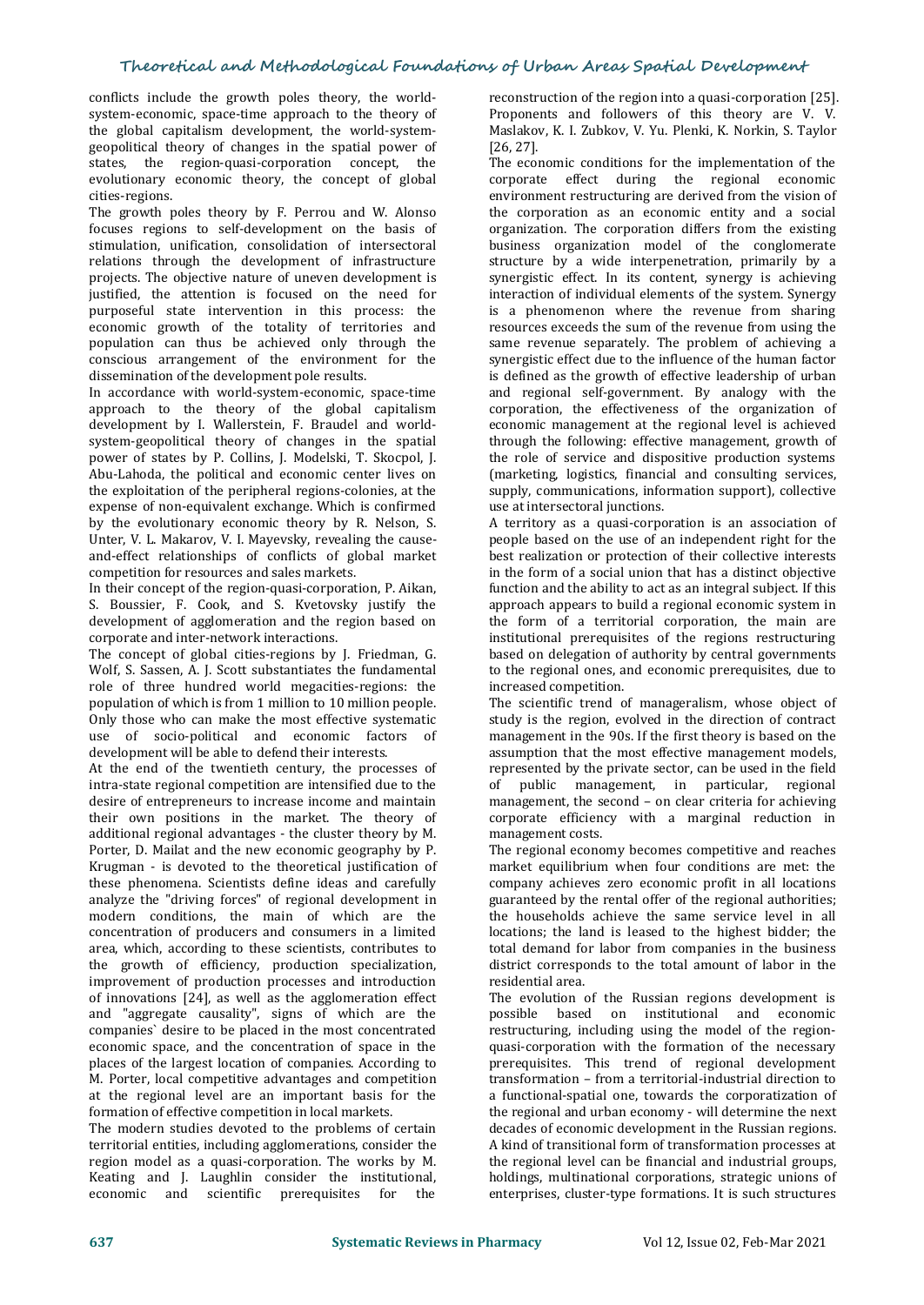conflicts include the growth poles theory, the world-system-economic, space-time approach to the theory of the global capitalism development, the world-system-geopolitical theory of changes in the spatial power of states, the region-quasi-corporation concept, the evolutionary economic theory, the concept of global cities-regions.

The growth poles theory by F. Perrou and W. Alonso focuses regions to self-development on the basis of stimulation, unification, consolidation of intersectoral relations through the development of infrastructure projects. The objective nature of uneven development is justified, the attention is focused on the need for purposeful state intervention in this process: the economic growth of the totality of territories and population can thus be achieved only through the conscious arrangement of the environment for the dissemination of the development pole results.

In accordance with world-system-economic, space-time approach to the theory of the global capitalism development by I. Wallerstein, F. Braudel and world-system-geopolitical theory of changes in the spatial power of states by P. Collins, J. Modelski, T. Skocpol, J. Abu-Lahoda, the political and economic center lives on the exploitation of the peripheral regions-colonies, at the expense of non-equivalent exchange. Which is confirmed by the evolutionary economic theory by R. Nelson, S. Unter, V. L. Makarov, V. I. Mayevsky, revealing the cause-and-effect relationships of conflicts of global market competition for resources and sales markets.

In their concept of the region-quasi-corporation, P. Aikan, S. Boussier, F. Cook, and S. Kvetovsky justify the development of agglomeration and the region based on corporate and inter-network interactions.

The concept of global cities-regions by J. Friedman, G. Wolf, S. Sassen, A. J. Scott substantiates the fundamental role of three hundred world megacities-regions: the population of which is from 1 million to 10 million people. Only those who can make the most effective systematic use of socio-political and economic factors of development will be able to defend their interests.

At the end of the twentieth century, the processes of intra-state regional competition are intensified due to the desire of entrepreneurs to increase income and maintain their own positions in the market. The theory of additional regional advantages - the cluster theory by M. Porter, D. Mailat and the new economic geography by P. Krugman - is devoted to the theoretical justification of these phenomena. Scientists define ideas and carefully analyze the "driving forces" of regional development in modern conditions, the main of which are the concentration of producers and consumers in a limited area, which, according to these scientists, contributes to the growth of efficiency, production specialization, improvement of production processes and introduction of innovations [24], as well as the agglomeration effect and "aggregate causality", signs of which are the companies` desire to be placed in the most concentrated economic space, and the concentration of space in the places of the largest location of companies. According to M. Porter, local competitive advantages and competition at the regional level are an important basis for the formation of effective competition in local markets.

The modern studies devoted to the problems of certain territorial entities, including agglomerations, consider the region model as a quasi-corporation. The works by M. Keating and J. Laughlin consider the institutional, economic and scientific prerequisites for the reconstruction of the region into a quasi-corporation [25]. Proponents and followers of this theory are V. V. Maslakov, K. I. Zubkov, V. Yu. Plenki, K. Norkin, S. Taylor [26, 27].

The economic conditions for the implementation of the corporate effect during the regional economic environment restructuring are derived from the vision of the corporation as an economic entity and a social organization. The corporation differs from the existing business organization model of the conglomerate structure by a wide interpenetration, primarily by a synergistic effect. In its content, synergy is achieving interaction of individual elements of the system. Synergy is a phenomenon where the revenue from sharing resources exceeds the sum of the revenue from using the same revenue separately. The problem of achieving a synergistic effect due to the influence of the human factor is defined as the growth of effective leadership of urban and regional self-government. By analogy with the corporation, the effectiveness of the organization of economic management at the regional level is achieved through the following: effective management, growth of the role of service and dispositive production systems (marketing, logistics, financial and consulting services, supply, communications, information support), collective use at intersectoral junctions.

A territory as a quasi-corporation is an association of people based on the use of an independent right for the best realization or protection of their collective interests in the form of a social union that has a distinct objective function and the ability to act as an integral subject. If this approach appears to build a regional economic system in the form of a territorial corporation, the main are institutional prerequisites of the regions restructuring based on delegation of authority by central governments to the regional ones, and economic prerequisites, due to increased competition.

The scientific trend of managerialism, whose object of study is the region, evolved in the direction of contract management in the 90s. If the first theory is based on the assumption that the most effective management models, represented by the private sector, can be used in the field of public management, in particular, regional management, the second – on clear criteria for achieving corporate efficiency with a marginal reduction in management costs.

The regional economy becomes competitive and reaches market equilibrium when four conditions are met: the company achieves zero economic profit in all locations guaranteed by the rental offer of the regional authorities; the households achieve the same service level in all locations; the land is leased to the highest bidder; the total demand for labor from companies in the business district corresponds to the total amount of labor in the residential area.

The evolution of the Russian regions development is possible based on institutional and economic restructuring, including using the model of the region-quasi-corporation with the formation of the necessary prerequisites. This trend of regional development transformation – from a territorial-industrial direction to a functional-spatial one, towards the corporatization of the regional and urban economy - will determine the next decades of economic development in the Russian regions. A kind of transitional form of transformation processes at the regional level can be financial and industrial groups, holdings, multinational corporations, strategic unions of enterprises, cluster-type formations. It is such structures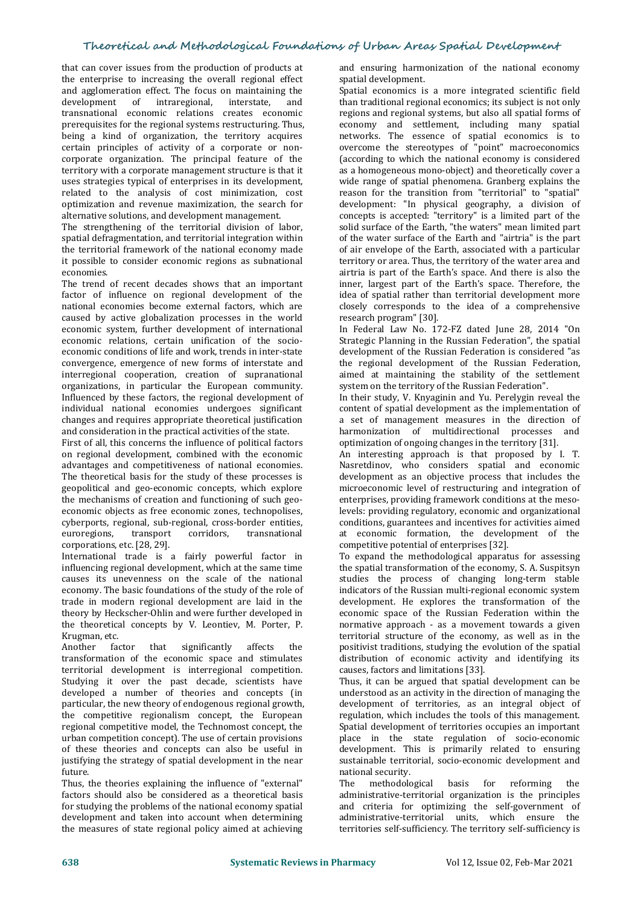that can cover issues from the production of products at the enterprise to increasing the overall regional effect and agglomeration effect. The focus on maintaining the development of intraregional, interstate, and transnational economic relations creates economic prerequisites for the regional systems restructuring. Thus, being a kind of organization, the territory acquires certain principles of activity of a corporate or non-corporate organization. The principal feature of the territory with a corporate management structure is that it uses strategies typical of enterprises in its development, related to the analysis of cost minimization, cost optimization and revenue maximization, the search for alternative solutions, and development management.

The strengthening of the territorial division of labor, spatial defragmentation, and territorial integration within the territorial framework of the national economy made it possible to consider economic regions as subnational economies.

The trend of recent decades shows that an important factor of influence on regional development of the national economies become external factors, which are caused by active globalization processes in the world economic system, further development of international economic relations, certain unification of the socio-economic conditions of life and work, trends in inter-state convergence, emergence of new forms of interstate and interregional cooperation, creation of supranational organizations, in particular the European community. Influenced by these factors, the regional development of individual national economies undergoes significant changes and requires appropriate theoretical justification and consideration in the practical activities of the state.

First of all, this concerns the influence of political factors on regional development, combined with the economic advantages and competitiveness of national economies. The theoretical basis for the study of these processes is geopolitical and geo-economic concepts, which explore the mechanisms of creation and functioning of such geo-economic objects as free economic zones, technopolises, cyberports, regional, sub-regional, cross-border entities, euroregions, transport corridors, transnational corporations, etc. [28, 29].

International trade is a fairly powerful factor in influencing regional development, which at the same time causes its unevenness on the scale of the national economy. The basic foundations of the study of the role of trade in modern regional development are laid in the theory by Heckscher-Ohlin and were further developed in the theoretical concepts by V. Leontiev, M. Porter, P. Krugman, etc.

Another factor that significantly affects the transformation of the economic space and stimulates territorial development is interregional competition. Studying it over the past decade, scientists have developed a number of theories and concepts (in particular, the new theory of endogenous regional growth, the competitive regionalism concept, the European regional competitive model, the Technomost concept, the urban competition concept). The use of certain provisions of these theories and concepts can also be useful in justifying the strategy of spatial development in the near future.

Thus, the theories explaining the influence of "external" factors should also be considered as a theoretical basis for studying the problems of the national economy spatial development and taken into account when determining the measures of state regional policy aimed at achieving and ensuring harmonization of the national economy spatial development.

Spatial economics is a more integrated scientific field than traditional regional economics; its subject is not only regions and regional systems, but also all spatial forms of economy and settlement, including many spatial networks. The essence of spatial economics is to overcome the stereotypes of "point" macroeconomics (according to which the national economy is considered as a homogeneous mono-object) and theoretically cover a wide range of spatial phenomena. Granberg explains the reason for the transition from "territorial" to "spatial" development: "In physical geography, a division of concepts is accepted: "territory" is a limited part of the solid surface of the Earth, "the waters" mean limited part of the water surface of the Earth and "airtria" is the part of air envelope of the Earth, associated with a particular territory or area. Thus, the territory of the water area and airtria is part of the Earth's space. And there is also the inner, largest part of the Earth's space. Therefore, the idea of spatial rather than territorial development more closely corresponds to the idea of a comprehensive research program" [30].

In Federal Law No. 172-FZ dated June 28, 2014 "On Strategic Planning in the Russian Federation", the spatial development of the Russian Federation is considered "as the regional development of the Russian Federation, aimed at maintaining the stability of the settlement system on the territory of the Russian Federation".

In their study, V. Knyaginin and Yu. Perelygin reveal the content of spatial development as the implementation of a set of management measures in the direction of harmonization of multidirectional processes and optimization of ongoing changes in the territory [31].

An interesting approach is that proposed by I. T. Nasretdinov, who considers spatial and economic development as an objective process that includes the microeconomic level of restructuring and integration of enterprises, providing framework conditions at the meso-levels: providing regulatory, economic and organizational conditions, guarantees and incentives for activities aimed at economic formation, the development of the competitive potential of enterprises [32].

To expand the methodological apparatus for assessing the spatial transformation of the economy, S. A. Suspitsyn studies the process of changing long-term stable indicators of the Russian multi-regional economic system development. He explores the transformation of the economic space of the Russian Federation within the normative approach - as a movement towards a given territorial structure of the economy, as well as in the positivist traditions, studying the evolution of the spatial distribution of economic activity and identifying its causes, factors and limitations [33].

Thus, it can be argued that spatial development can be understood as an activity in the direction of managing the development of territories, as an integral object of regulation, which includes the tools of this management. Spatial development of territories occupies an important place in the state regulation of socio-economic development. This is primarily related to ensuring sustainable territorial, socio-economic development and national security.

The methodological basis for reforming the administrative-territorial organization is the principles and criteria for optimizing the self-government of administrative-territorial units, which ensure the territories self-sufficiency. The territory self-sufficiency is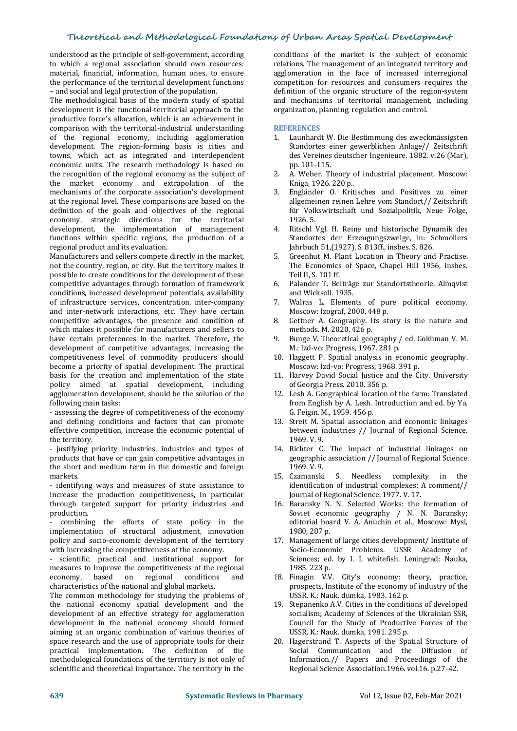understood as the principle of self-government, according to which a regional association should own resources: material, financial, information, human ones, to ensure the performance of the territorial development functions – and social and legal protection of the population.

The methodological basis of the modern study of spatial development is the functional-territorial approach to the productive force's allocation, which is an achievement in comparison with the territorial-industrial understanding of the regional economy, including agglomeration development. The region-forming basis is cities and towns, which act as integrated and interdependent economic units. The research methodology is based on the recognition of the regional economy as the subject of the market economy and extrapolation of the mechanisms of the corporate association's development at the regional level. These comparisons are based on the definition of the goals and objectives of the regional economy, strategic directions for the territorial development, the implementation of management functions within specific regions, the production of a regional product and its evaluation.

Manufacturers and sellers compete directly in the market, not the country, region, or city. But the territory makes it possible to create conditions for the development of these competitive advantages through formation of framework conditions, increased development potentials, availability of infrastructure services, concentration, inter-company and inter-network interactions, etc. They have certain competitive advantages, the presence and condition of which makes it possible for manufacturers and sellers to have certain preferences in the market. Therefore, the development of competitive advantages, increasing the competitiveness level of commodity producers should become a priority of spatial development. The practical basis for the creation and implementation of the state policy aimed at spatial development, including agglomeration development, should be the solution of the following main tasks:

- assessing the degree of competitiveness of the economy and defining conditions and factors that can promote effective competition, increase the economic potential of the territory.
- justifying priority industries, industries and types of products that have or can gain competitive advantages in the short and medium term in the domestic and foreign markets.
- identifying ways and measures of state assistance to increase the production competitiveness, in particular through targeted support for priority industries and production.
- combining the efforts of state policy in the implementation of structural adjustment, innovation policy and socio-economic development of the territory with increasing the competitiveness of the economy.
- scientific, practical and institutional support for measures to improve the competitiveness of the regional economy, based on regional conditions and characteristics of the national and global markets.

The common methodology for studying the problems of the national economy spatial development and the development of an effective strategy for agglomeration development in the national economy should formed aiming at an organic combination of various theories of space research and the use of appropriate tools for their practical implementation. The definition of the methodological foundations of the territory is not only of scientific and theoretical importance. The territory in the conditions of the market is the subject of economic relations. The management of an integrated territory and agglomeration in the face of increased interregional competition for resources and consumers requires the definition of the organic structure of the region-system and mechanisms of territorial management, including organization, planning, regulation and control.

## REFERENCES

1. Launhardt W. Die Bestimmung des zweckmässigsten Standortes einer gewerblichen Anlage// Zeitschrift des Vereines deutscher Ingenieure. 1882. v.26 (Mar), pp. 101-115.
2. A. Weber. Theory of industrial placement. Moscow: Kniga, 1926. 220 p..
3. Engländer O. Kritisches and Positives zu einer allgemeinen reinen Lehre vom Standort// Zeitschrift für Volkswirtschaft und Sozialpolitik, Neue Folge, 1926. 5.
4. Ritschl Vgl. H. Reine und historische Dynamik des Standortes der Erzeugungszweige, in: Schmollers Jahrbuch 51,(1927), S. 813ff., insbes. S. 826.
5. Greenhut M. Plant Location in Theory and Practise. The Economics of Space, Chapel Hill 1956, insbes. Teil II, S. 101 ff.
6. Palander T. Beiträge zur Standortstheorie. Almqvist and Wicksell. 1935.
7. Walras L. Elements of pure political economy. Moscow: Izograf, 2000. 448 p.
8. Gettner A. Geography. Its story is the nature and methods. M. 2020. 426 p.
9. Bunge V. Theoretical geography / ed. Gokhman V. M. M.: Izd-vo: Progress, 1967. 281 p.
10. Haggett P. Spatial analysis in economic geography. Moscow: Izd-vo: Progress, 1968. 391 p.
11. Harvey David Social Justice and the City. University of Georgia Press. 2010. 356 p.
12. Lesh A. Geographical location of the farm: Translated from English by A. Lesh. Introduction and ed. by Ya. G. Feigin. M., 1959. 456 p.
13. Streit M. Spatial association and economic linkages between industries // Journal of Regional Science. 1969. V. 9.
14. Richter C. The impact of industrial linkages on geographic association // Journal of Regional Science. 1969. V. 9.
15. Czamanski S. Needless complexity in the identification of industrial complexes: A comment// Journal of Regional Science. 1977. V. 17.
16. Baransky N. N. Selected Works: the formation of Soviet economic geography / N. N. Baransky; editorial board V. A. Anuchin et al., Moscow: Mysl, 1980, 287 p.
17. Management of large cities development/ Institute of Socio-Economic Problems. USSR Academy of Sciences; ed. by I. I. whitefish. Leningrad: Nauka, 1985. 223 p.
18. Finagin V.V. City's economy: theory, practice, prospects, Institute of the economy of industry of the USSR. K.: Nauk. dumka, 1983. 162 p.
19. Stepanenko A.V. Cities in the conditions of developed socialism; Academy of Sciences of the Ukrainian SSR, Council for the Study of Productive Forces of the USSR. K.: Nauk. dumka, 1981. 295 p.
20. Hagerstrand T. Aspects of the Spatial Structure of Social Communication and the Diffusion of Information.// Papers and Proceedings of the Regional Science Association.1966. vol.16. p.27-42.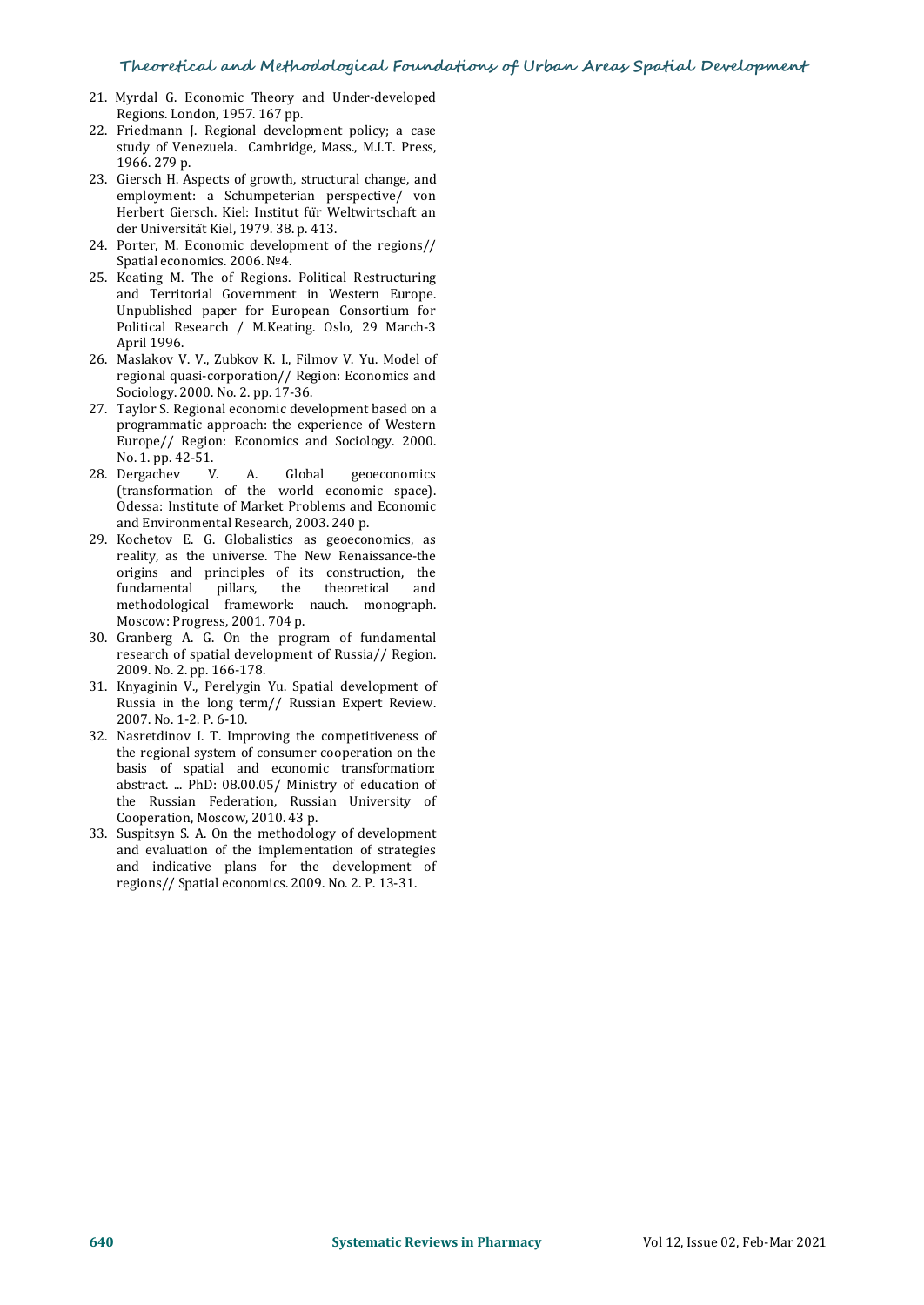21. Myrdal G. Economic Theory and Under-developed Regions. London, 1957. 167 pp.
22. Friedmann J. Regional development policy; a case study of Venezuela. Cambridge, Mass., M.I.T. Press, 1966. 279 p.
23. Giersch H. Aspects of growth, structural change, and employment: a Schumpeterian perspective/ von Herbert Giersch. Kiel: Institut für Weltwirtschaft an der Universität Kiel, 1979. 38. p. 413.
24. Porter, M. Economic development of the regions// Spatial economics. 2006. №4.
25. Keating M. The of Regions. Political Restructuring and Territorial Government in Western Europe. Unpublished paper for European Consortium for Political Research / M.Keating. Oslo, 29 March-3 April 1996.
26. Maslakov V. V., Zubkov K. I., Filmov V. Yu. Model of regional quasi-corporation// Region: Economics and Sociology. 2000. No. 2. pp. 17-36.
27. Taylor S. Regional economic development based on a programmatic approach: the experience of Western Europe// Region: Economics and Sociology. 2000. No. 1. pp. 42-51.
28. Dergachev V. A. Global geoeconomics (transformation of the world economic space). Odessa: Institute of Market Problems and Economic and Environmental Research, 2003. 240 p.
29. Kochetov E. G. Globalistics as geoeconomics, as reality, as the universe. The New Renaissance-the origins and principles of its construction, the fundamental pillars, the theoretical and methodological framework: nauch. monograph. Moscow: Progress, 2001. 704 p.
30. Granberg A. G. On the program of fundamental research of spatial development of Russia// Region. 2009. No. 2. pp. 166-178.
31. Knyaginin V., Perelygin Yu. Spatial development of Russia in the long term// Russian Expert Review. 2007. No. 1-2. P. 6-10.
32. Nasretdinov I. T. Improving the competitiveness of the regional system of consumer cooperation on the basis of spatial and economic transformation: abstract. ... PhD: 08.00.05/ Ministry of education of the Russian Federation, Russian University of Cooperation, Moscow, 2010. 43 p.
33. Suspitsyn S. A. On the methodology of development and evaluation of the implementation of strategies and indicative plans for the development of regions// Spatial economics. 2009. No. 2. P. 13-31.